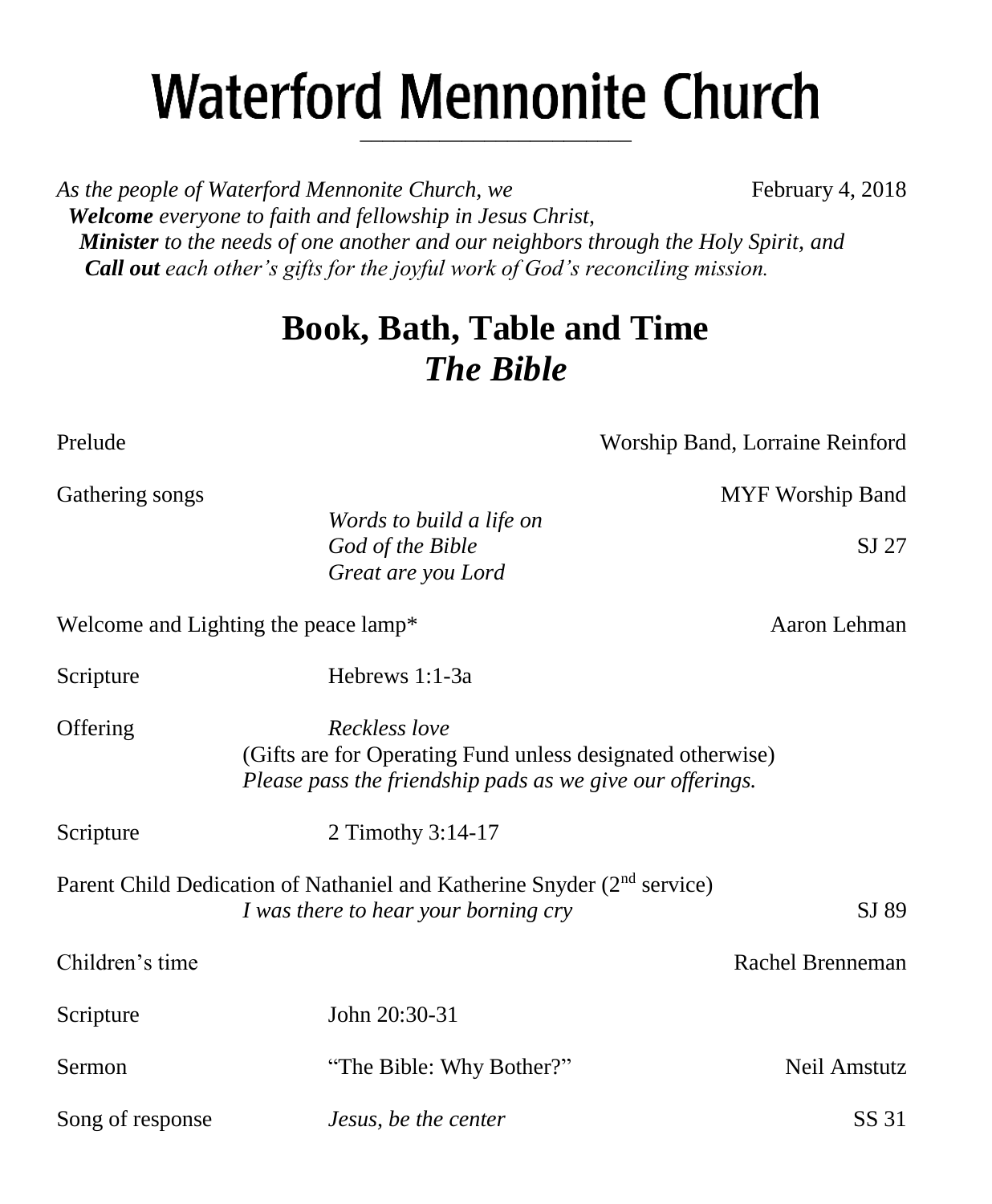# Waterford Mennonite Church

*As the people of Waterford Mennonite Church, we* February 4, 2018
***Welcome** everyone to faith and fellowship in Jesus Christ,*
***Minister** to the needs of one another and our neighbors through the Holy Spirit, and*
***Call out** each other's gifts for the joyful work of God's reconciling mission.*

## Book, Bath, Table and Time
## *The Bible*

Prelude — Worship Band, Lorraine Reinford

Gathering songs — MYF Worship Band

*Words to build a life on*
*God of the Bible* — SJ 27
*Great are you Lord*

Welcome and Lighting the peace lamp* — Aaron Lehman

Scripture — Hebrews 1:1-3a

Offering — *Reckless love*

(Gifts are for Operating Fund unless designated otherwise)
*Please pass the friendship pads as we give our offerings.*

Scripture — 2 Timothy 3:14-17

Parent Child Dedication of Nathaniel and Katherine Snyder (2nd service)
*I was there to hear your borning cry* — SJ 89

Children's time — Rachel Brenneman

Scripture — John 20:30-31

Sermon — "The Bible: Why Bother?" — Neil Amstutz

Song of response — *Jesus, be the center* — SS 31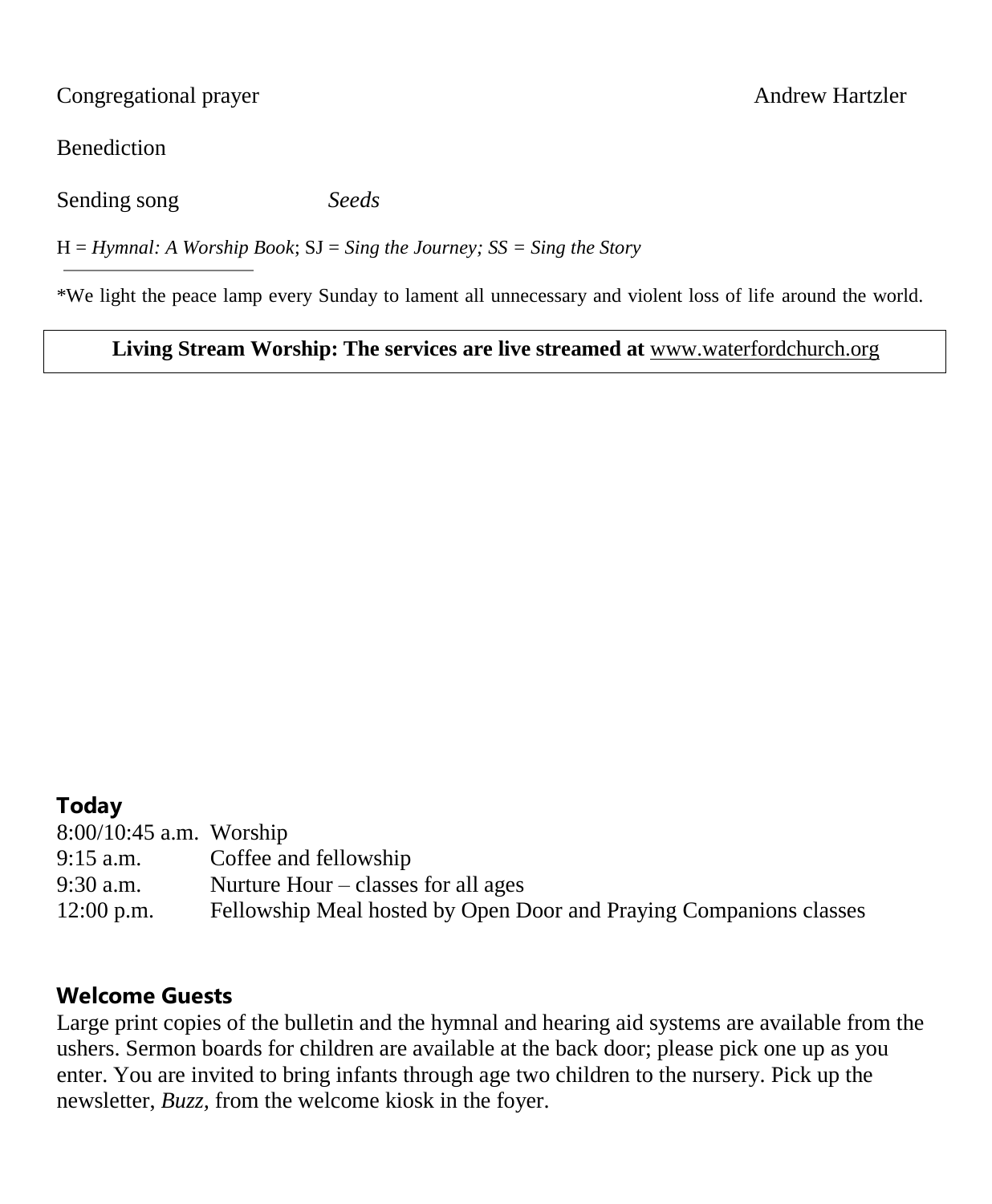Congregational prayer Andrew Hartzler

Benediction

Sending song *Seeds*

H = *Hymnal: A Worship Book*; SJ = *Sing the Journey; SS = Sing the Story*

---

*We light the peace lamp every Sunday to lament all unnecessary and violent loss of life around the world.

**Living Stream Worship: The services are live streamed at** www.waterfordchurch.org

## Today

| | |
|---|---|
| 8:00/10:45 a.m. | Worship |
| 9:15 a.m. | Coffee and fellowship |
| 9:30 a.m. | Nurture Hour – classes for all ages |
| 12:00 p.m. | Fellowship Meal hosted by Open Door and Praying Companions classes |

## Welcome Guests

Large print copies of the bulletin and the hymnal and hearing aid systems are available from the ushers. Sermon boards for children are available at the back door; please pick one up as you enter. You are invited to bring infants through age two children to the nursery. Pick up the newsletter, *Buzz,* from the welcome kiosk in the foyer.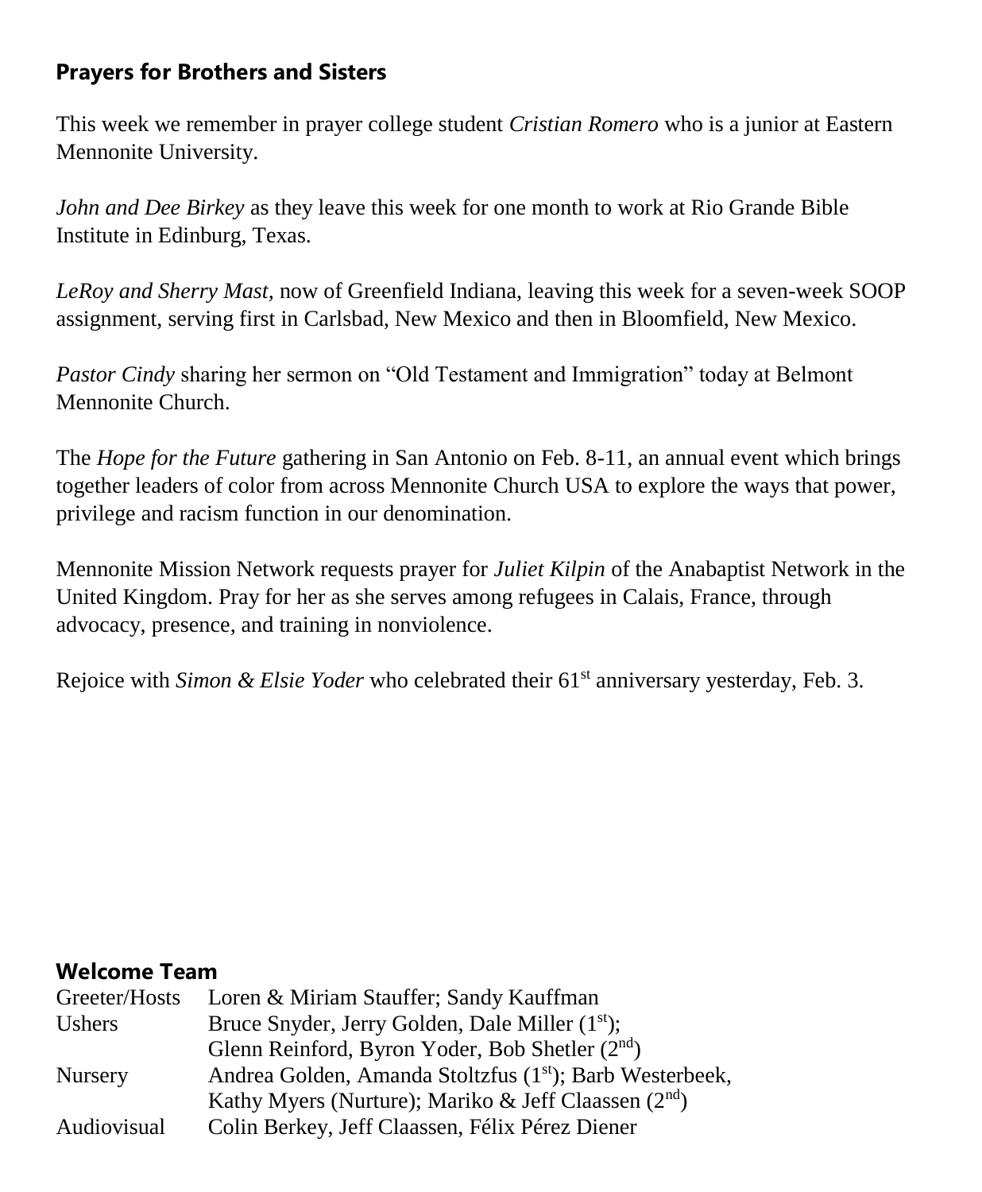## Prayers for Brothers and Sisters

This week we remember in prayer college student *Cristian Romero* who is a junior at Eastern Mennonite University.

*John and Dee Birkey* as they leave this week for one month to work at Rio Grande Bible Institute in Edinburg, Texas.

*LeRoy and Sherry Mast*, now of Greenfield Indiana, leaving this week for a seven-week SOOP assignment, serving first in Carlsbad, New Mexico and then in Bloomfield, New Mexico.

*Pastor Cindy* sharing her sermon on "Old Testament and Immigration" today at Belmont Mennonite Church.

The *Hope for the Future* gathering in San Antonio on Feb. 8-11, an annual event which brings together leaders of color from across Mennonite Church USA to explore the ways that power, privilege and racism function in our denomination.

Mennonite Mission Network requests prayer for *Juliet Kilpin* of the Anabaptist Network in the United Kingdom. Pray for her as she serves among refugees in Calais, France, through advocacy, presence, and training in nonviolence.

Rejoice with *Simon & Elsie Yoder* who celebrated their 61st anniversary yesterday, Feb. 3.

## Welcome Team

| | |
|---|---|
| Greeter/Hosts | Loren & Miriam Stauffer; Sandy Kauffman |
| Ushers | Bruce Snyder, Jerry Golden, Dale Miller (1st); Glenn Reinford, Byron Yoder, Bob Shetler (2nd) |
| Nursery | Andrea Golden, Amanda Stoltzfus (1st); Barb Westerbeek, Kathy Myers (Nurture); Mariko & Jeff Claassen (2nd) |
| Audiovisual | Colin Berkey, Jeff Claassen, Félix Pérez Diener |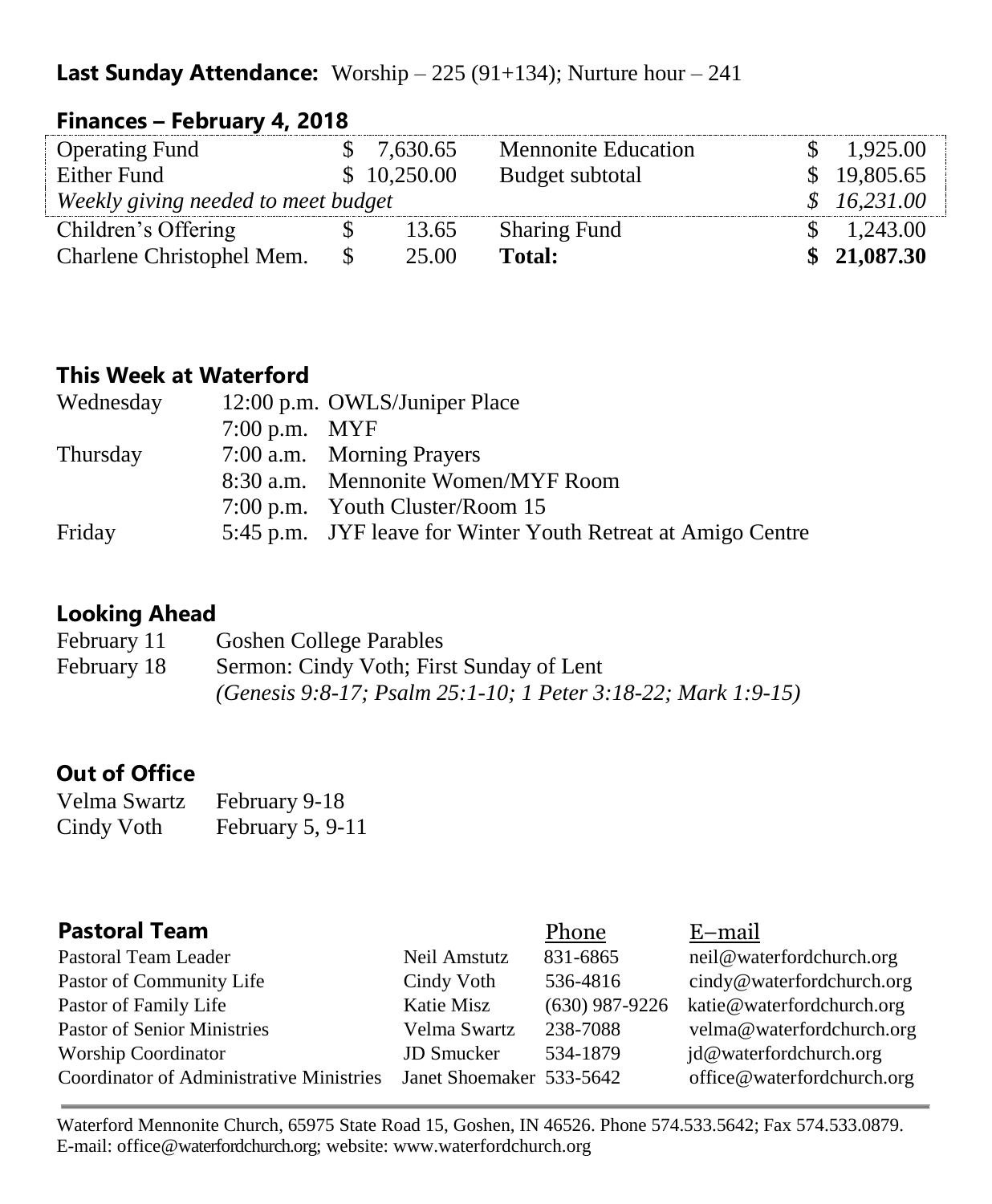**Last Sunday Attendance:** Worship – 225 (91+134); Nurture hour – 241

## Finances – February 4, 2018

| | | | |
|---|---|---|---|
| Operating Fund | $ 7,630.65 | Mennonite Education | $ 1,925.00 |
| Either Fund | $ 10,250.00 | Budget subtotal | $ 19,805.65 |
| *Weekly giving needed to meet budget* | | | *$ 16,231.00* |
| Children's Offering | $ 13.65 | Sharing Fund | $ 1,243.00 |
| Charlene Christophel Mem. | $ 25.00 | **Total:** | **$ 21,087.30** |

## This Week at Waterford

| | | |
|---|---|---|
| Wednesday | 12:00 p.m. | OWLS/Juniper Place |
| | 7:00 p.m. | MYF |
| Thursday | 7:00 a.m. | Morning Prayers |
| | 8:30 a.m. | Mennonite Women/MYF Room |
| | 7:00 p.m. | Youth Cluster/Room 15 |
| Friday | 5:45 p.m. | JYF leave for Winter Youth Retreat at Amigo Centre |

## Looking Ahead

February 11 Goshen College Parables

February 18 Sermon: Cindy Voth; First Sunday of Lent
*(Genesis 9:8-17; Psalm 25:1-10; 1 Peter 3:18-22; Mark 1:9-15)*

## Out of Office

Velma Swartz February 9-18

Cindy Voth February 5, 9-11

## Pastoral Team

| | | Phone | E–mail |
|---|---|---|---|
| Pastoral Team Leader | Neil Amstutz | 831-6865 | neil@waterfordchurch.org |
| Pastor of Community Life | Cindy Voth | 536-4816 | cindy@waterfordchurch.org |
| Pastor of Family Life | Katie Misz | (630) 987-9226 | katie@waterfordchurch.org |
| Pastor of Senior Ministries | Velma Swartz | 238-7088 | velma@waterfordchurch.org |
| Worship Coordinator | JD Smucker | 534-1879 | jd@waterfordchurch.org |
| Coordinator of Administrative Ministries | Janet Shoemaker | 533-5642 | office@waterfordchurch.org |

Waterford Mennonite Church, 65975 State Road 15, Goshen, IN 46526. Phone 574.533.5642; Fax 574.533.0879.
E-mail: office@waterfordchurch.org; website: www.waterfordchurch.org